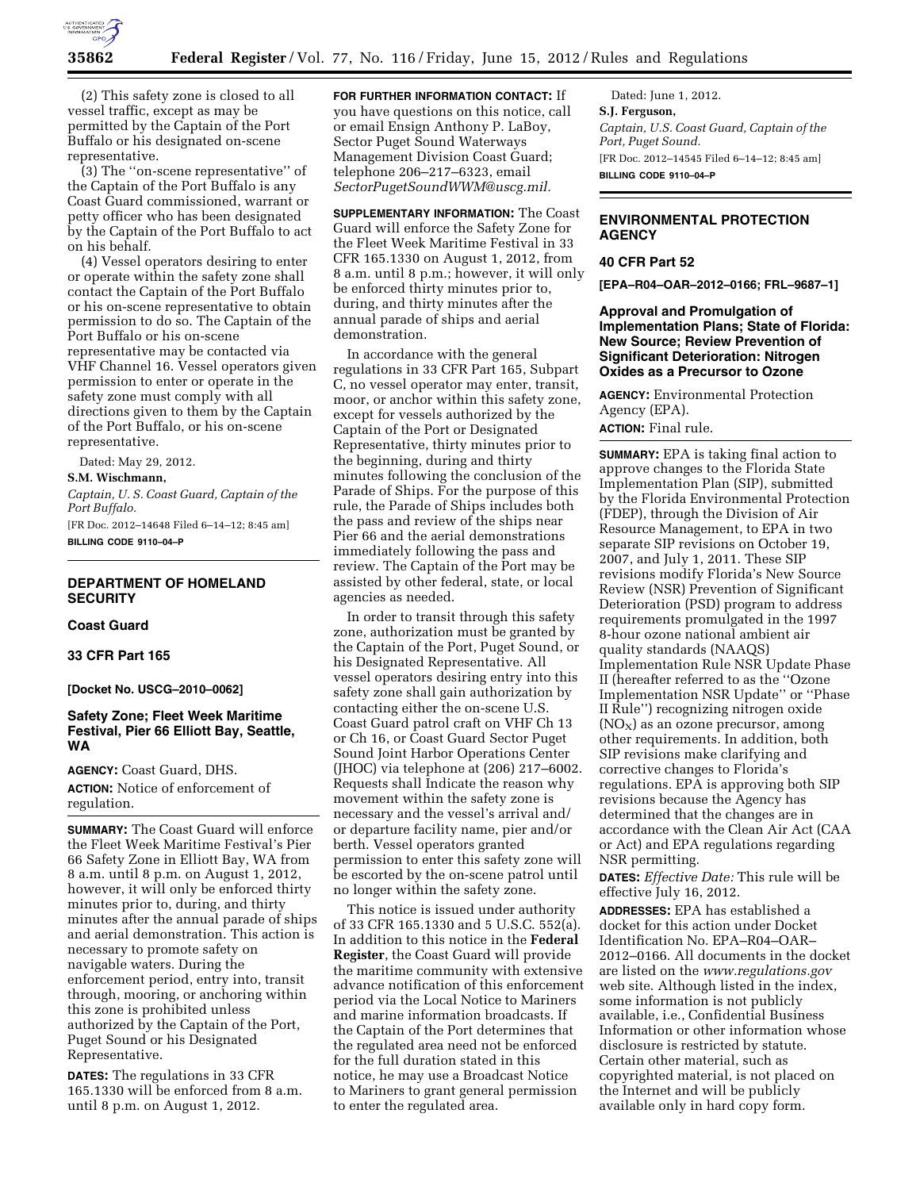(2) This safety zone is closed to all vessel traffic, except as may be permitted by the Captain of the Port Buffalo or his designated on-scene representative.

(3) The "on-scene representative" of the Captain of the Port Buffalo is any Coast Guard commissioned, warrant or petty officer who has been designated by the Captain of the Port Buffalo to act on his behalf.

(4) Vessel operators desiring to enter or operate within the safety zone shall contact the Captain of the Port Buffalo or his on-scene representative to obtain permission to do so. The Captain of the Port Buffalo or his on-scene representative may be contacted via VHF Channel 16. Vessel operators given permission to enter or operate in the safety zone must comply with all directions given to them by the Captain of the Port Buffalo, or his on-scene representative.

Dated: May 29, 2012.

**S.M. Wischmann,**

*Captain, U. S. Coast Guard, Captain of the Port Buffalo.*

[FR Doc. 2012–14648 Filed 6–14–12; 8:45 am]

**BILLING CODE 9110–04–P**

---

## DEPARTMENT OF HOMELAND SECURITY

### Coast Guard

### 33 CFR Part 165

**[Docket No. USCG–2010–0062]**

### Safety Zone; Fleet Week Maritime Festival, Pier 66 Elliott Bay, Seattle, WA

**AGENCY:** Coast Guard, DHS.

**ACTION:** Notice of enforcement of regulation.

**SUMMARY:** The Coast Guard will enforce the Fleet Week Maritime Festival's Pier 66 Safety Zone in Elliott Bay, WA from 8 a.m. until 8 p.m. on August 1, 2012, however, it will only be enforced thirty minutes prior to, during, and thirty minutes after the annual parade of ships and aerial demonstration. This action is necessary to promote safety on navigable waters. During the enforcement period, entry into, transit through, mooring, or anchoring within this zone is prohibited unless authorized by the Captain of the Port, Puget Sound or his Designated Representative.

**DATES:** The regulations in 33 CFR 165.1330 will be enforced from 8 a.m. until 8 p.m. on August 1, 2012.

**FOR FURTHER INFORMATION CONTACT:** If you have questions on this notice, call or email Ensign Anthony P. LaBoy, Sector Puget Sound Waterways Management Division Coast Guard; telephone 206–217–6323, email *SectorPugetSoundWWM@uscg.mil.*

**SUPPLEMENTARY INFORMATION:** The Coast Guard will enforce the Safety Zone for the Fleet Week Maritime Festival in 33 CFR 165.1330 on August 1, 2012, from 8 a.m. until 8 p.m.; however, it will only be enforced thirty minutes prior to, during, and thirty minutes after the annual parade of ships and aerial demonstration.

In accordance with the general regulations in 33 CFR Part 165, Subpart C, no vessel operator may enter, transit, moor, or anchor within this safety zone, except for vessels authorized by the Captain of the Port or Designated Representative, thirty minutes prior to the beginning, during and thirty minutes following the conclusion of the Parade of Ships. For the purpose of this rule, the Parade of Ships includes both the pass and review of the ships near Pier 66 and the aerial demonstrations immediately following the pass and review. The Captain of the Port may be assisted by other federal, state, or local agencies as needed.

In order to transit through this safety zone, authorization must be granted by the Captain of the Port, Puget Sound, or his Designated Representative. All vessel operators desiring entry into this safety zone shall gain authorization by contacting either the on-scene U.S. Coast Guard patrol craft on VHF Ch 13 or Ch 16, or Coast Guard Sector Puget Sound Joint Harbor Operations Center (JHOC) via telephone at (206) 217–6002. Requests shall Indicate the reason why movement within the safety zone is necessary and the vessel's arrival and/or departure facility name, pier and/or berth. Vessel operators granted permission to enter this safety zone will be escorted by the on-scene patrol until no longer within the safety zone.

This notice is issued under authority of 33 CFR 165.1330 and 5 U.S.C. 552(a). In addition to this notice in the **Federal Register**, the Coast Guard will provide the maritime community with extensive advance notification of this enforcement period via the Local Notice to Mariners and marine information broadcasts. If the Captain of the Port determines that the regulated area need not be enforced for the full duration stated in this notice, he may use a Broadcast Notice to Mariners to grant general permission to enter the regulated area.

Dated: June 1, 2012.

**S.J. Ferguson,**

*Captain, U.S. Coast Guard, Captain of the Port, Puget Sound.*

[FR Doc. 2012–14545 Filed 6–14–12; 8:45 am]

**BILLING CODE 9110–04–P**

---

## ENVIRONMENTAL PROTECTION AGENCY

### 40 CFR Part 52

**[EPA–R04–OAR–2012–0166; FRL–9687–1]**

### Approval and Promulgation of Implementation Plans; State of Florida: New Source; Review Prevention of Significant Deterioration: Nitrogen Oxides as a Precursor to Ozone

**AGENCY:** Environmental Protection Agency (EPA).

**ACTION:** Final rule.

**SUMMARY:** EPA is taking final action to approve changes to the Florida State Implementation Plan (SIP), submitted by the Florida Environmental Protection (FDEP), through the Division of Air Resource Management, to EPA in two separate SIP revisions on October 19, 2007, and July 1, 2011. These SIP revisions modify Florida's New Source Review (NSR) Prevention of Significant Deterioration (PSD) program to address requirements promulgated in the 1997 8-hour ozone national ambient air quality standards (NAAQS) Implementation Rule NSR Update Phase II (hereafter referred to as the "Ozone Implementation NSR Update" or "Phase II Rule") recognizing nitrogen oxide ($NO_X$) as an ozone precursor, among other requirements. In addition, both SIP revisions make clarifying and corrective changes to Florida's regulations. EPA is approving both SIP revisions because the Agency has determined that the changes are in accordance with the Clean Air Act (CAA or Act) and EPA regulations regarding NSR permitting.

**DATES:** *Effective Date:* This rule will be effective July 16, 2012.

**ADDRESSES:** EPA has established a docket for this action under Docket Identification No. EPA–R04–OAR–2012–0166. All documents in the docket are listed on the *www.regulations.gov* web site. Although listed in the index, some information is not publicly available, i.e., Confidential Business Information or other information whose disclosure is restricted by statute. Certain other material, such as copyrighted material, is not placed on the Internet and will be publicly available only in hard copy form.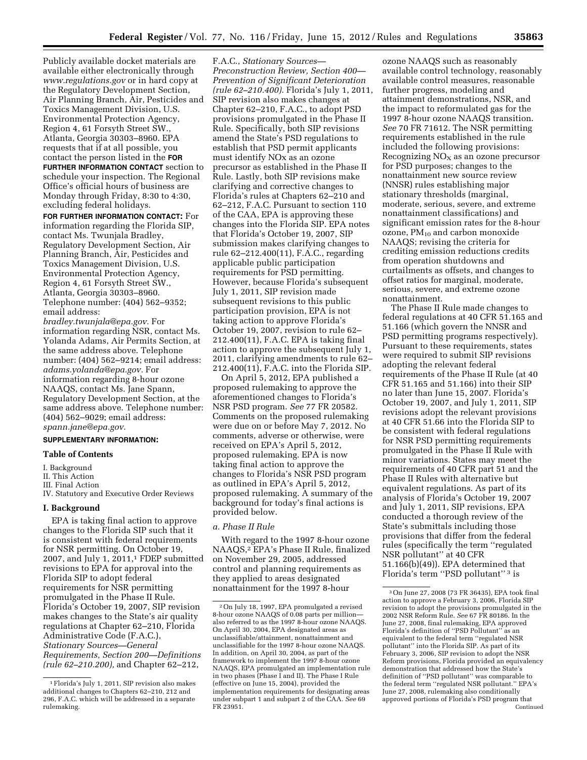Publicly available docket materials are available either electronically through *www.regulations.gov* or in hard copy at the Regulatory Development Section, Air Planning Branch, Air, Pesticides and Toxics Management Division, U.S. Environmental Protection Agency, Region 4, 61 Forsyth Street SW., Atlanta, Georgia 30303–8960. EPA requests that if at all possible, you contact the person listed in the **FOR FURTHER INFORMATION CONTACT** section to schedule your inspection. The Regional Office's official hours of business are Monday through Friday, 8:30 to 4:30, excluding federal holidays.

**FOR FURTHER INFORMATION CONTACT:** For information regarding the Florida SIP, contact Ms. Twunjala Bradley, Regulatory Development Section, Air Planning Branch, Air, Pesticides and Toxics Management Division, U.S. Environmental Protection Agency, Region 4, 61 Forsyth Street SW., Atlanta, Georgia 30303–8960. Telephone number: (404) 562–9352; email address: *bradley.twunjala@epa.gov.* For information regarding NSR, contact Ms. Yolanda Adams, Air Permits Section, at the same address above. Telephone number: (404) 562–9214; email address: *adams.yolanda@epa.gov.* For information regarding 8-hour ozone NAAQS, contact Ms. Jane Spann, Regulatory Development Section, at the same address above. Telephone number: (404) 562–9029; email address: *spann.jane@epa.gov.*

**SUPPLEMENTARY INFORMATION:**

### Table of Contents

I. Background
II. This Action
III. Final Action
IV. Statutory and Executive Order Reviews

### I. Background

EPA is taking final action to approve changes to the Florida SIP such that it is consistent with federal requirements for NSR permitting. On October 19, 2007, and July 1, 2011,[1] FDEP submitted revisions to EPA for approval into the Florida SIP to adopt federal requirements for NSR permitting promulgated in the Phase II Rule. Florida's October 19, 2007, SIP revision makes changes to the State's air quality regulations at Chapter 62–210, Florida Administrative Code (F.A.C.), *Stationary Sources—General Requirements, Section 200—Definitions (rule 62–210.200),* and Chapter 62–212, F.A.C., *Stationary Sources—Preconstruction Review, Section 400—Prevention of Significant Deterioration (rule 62–210.400).* Florida's July 1, 2011, SIP revision also makes changes at Chapter 62–210, F.A.C., to adopt PSD provisions promulgated in the Phase II Rule. Specifically, both SIP revisions amend the State's PSD regulations to establish that PSD permit applicants must identify NOx as an ozone precursor as established in the Phase II Rule. Lastly, both SIP revisions make clarifying and corrective changes to Florida's rules at Chapters 62–210 and 62–212, F.A.C. Pursuant to section 110 of the CAA, EPA is approving these changes into the Florida SIP. EPA notes that Florida's October 19, 2007, SIP submission makes clarifying changes to rule 62–212.400(11), F.A.C., regarding applicable public participation requirements for PSD permitting. However, because Florida's subsequent July 1, 2011, SIP revision made subsequent revisions to this public participation provision, EPA is not taking action to approve Florida's October 19, 2007, revision to rule 62–212.400(11), F.A.C. EPA is taking final action to approve the subsequent July 1, 2011, clarifying amendments to rule 62–212.400(11), F.A.C. into the Florida SIP.

On April 5, 2012, EPA published a proposed rulemaking to approve the aforementioned changes to Florida's NSR PSD program. *See* 77 FR 20582. Comments on the proposed rulemaking were due on or before May 7, 2012. No comments, adverse or otherwise, were received on EPA's April 5, 2012, proposed rulemaking. EPA is now taking final action to approve the changes to Florida's NSR PSD program as outlined in EPA's April 5, 2012, proposed rulemaking. A summary of the background for today's final actions is provided below.

#### *a. Phase II Rule*

With regard to the 1997 8-hour ozone NAAQS,[2] EPA's Phase II Rule, finalized on November 29, 2005, addressed control and planning requirements as they applied to areas designated nonattainment for the 1997 8-hour ozone NAAQS such as reasonably available control technology, reasonably available control measures, reasonable further progress, modeling and attainment demonstrations, NSR, and the impact to reformulated gas for the 1997 8-hour ozone NAAQS transition. *See* 70 FR 71612. The NSR permitting requirements established in the rule included the following provisions: Recognizing $NO_X$ as an ozone precursor for PSD purposes; changes to the nonattainment new source review (NNSR) rules establishing major stationary thresholds (marginal, moderate, serious, severe, and extreme nonattainment classifications) and significant emission rates for the 8-hour ozone, $PM_{10}$ and carbon monoxide NAAQS; revising the criteria for crediting emission reductions credits from operation shutdowns and curtailments as offsets, and changes to offset ratios for marginal, moderate, serious, severe, and extreme ozone nonattainment.

The Phase II Rule made changes to federal regulations at 40 CFR 51.165 and 51.166 (which govern the NNSR and PSD permitting programs respectively). Pursuant to these requirements, states were required to submit SIP revisions adopting the relevant federal requirements of the Phase II Rule (at 40 CFR 51.165 and 51.166) into their SIP no later than June 15, 2007. Florida's October 19, 2007, and July 1, 2011, SIP revisions adopt the relevant provisions at 40 CFR 51.66 into the Florida SIP to be consistent with federal regulations for NSR PSD permitting requirements promulgated in the Phase II Rule with minor variations. States may meet the requirements of 40 CFR part 51 and the Phase II Rules with alternative but equivalent regulations. As part of its analysis of Florida's October 19, 2007 and July 1, 2011, SIP revisions, EPA conducted a thorough review of the State's submittals including those provisions that differ from the federal rules (specifically the term "regulated NSR pollutant" at 40 CFR 51.166(b)(49)). EPA determined that Florida's term "PSD pollutant"[3] is

---

[1] Florida's July 1, 2011, SIP revision also makes additional changes to Chapters 62–210, 212 and 296, F.A.C. which will be addressed in a separate rulemaking.

[2] On July 18, 1997, EPA promulgated a revised 8-hour ozone NAAQS of 0.08 parts per million—also referred to as the 1997 8-hour ozone NAAQS. On April 30, 2004, EPA designated areas as unclassifiable/attainment, nonattainment and unclassifiable for the 1997 8-hour ozone NAAQS. In addition, on April 30, 2004, as part of the framework to implement the 1997 8-hour ozone NAAQS, EPA promulgated an implementation rule in two phases (Phase I and II). The Phase I Rule (effective on June 15, 2004), provided the implementation requirements for designating areas under subpart 1 and subpart 2 of the CAA. *See* 69 FR 23951.

[3] On June 27, 2008 (73 FR 36435), EPA took final action to approve a February 3, 2006, Florida SIP revision to adopt the provisions promulgated in the 2002 NSR Reform Rule. *See* 67 FR 80186. In the June 27, 2008, final rulemaking, EPA approved Florida's definition of "PSD Pollutant" as an equivalent to the federal term "regulated NSR pollutant" into the Florida SIP. As part of its February 3, 2006, SIP revision to adopt the NSR Reform provisions, Florida provided an equivalency demonstration that addressed how the State's definition of "PSD pollutant" was comparable to the federal term "regulated NSR pollutant." EPA's June 27, 2008, rulemaking also conditionally approved portions of Florida's PSD program that Continued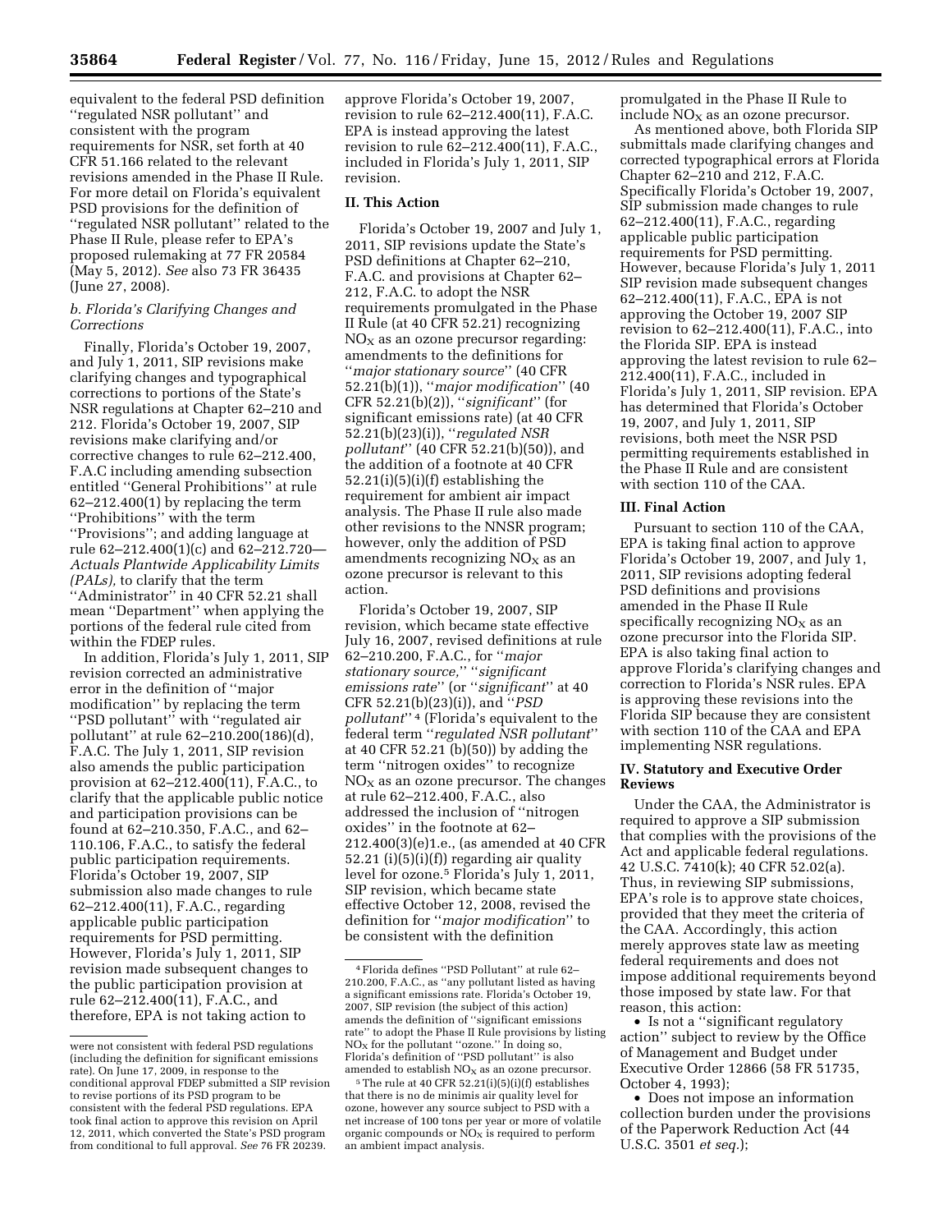equivalent to the federal PSD definition "regulated NSR pollutant" and consistent with the program requirements for NSR, set forth at 40 CFR 51.166 related to the relevant revisions amended in the Phase II Rule. For more detail on Florida's equivalent PSD provisions for the definition of "regulated NSR pollutant" related to the Phase II Rule, please refer to EPA's proposed rulemaking at 77 FR 20584 (May 5, 2012). *See* also 73 FR 36435 (June 27, 2008).

#### *b. Florida's Clarifying Changes and Corrections*

Finally, Florida's October 19, 2007, and July 1, 2011, SIP revisions make clarifying changes and typographical corrections to portions of the State's NSR regulations at Chapter 62–210 and 212. Florida's October 19, 2007, SIP revisions make clarifying and/or corrective changes to rule 62–212.400, F.A.C including amending subsection entitled "General Prohibitions" at rule 62–212.400(1) by replacing the term "Prohibitions" with the term "Provisions"; and adding language at rule 62–212.400(1)(c) and 62–212.720—*Actuals Plantwide Applicability Limits (PALs),* to clarify that the term "Administrator" in 40 CFR 52.21 shall mean "Department" when applying the portions of the federal rule cited from within the FDEP rules.

In addition, Florida's July 1, 2011, SIP revision corrected an administrative error in the definition of "major modification" by replacing the term "PSD pollutant" with "regulated air pollutant" at rule 62–210.200(186)(d), F.A.C. The July 1, 2011, SIP revision also amends the public participation provision at 62–212.400(11), F.A.C., to clarify that the applicable public notice and participation provisions can be found at 62–210.350, F.A.C., and 62–110.106, F.A.C., to satisfy the federal public participation requirements. Florida's October 19, 2007, SIP submission also made changes to rule 62–212.400(11), F.A.C., regarding applicable public participation requirements for PSD permitting. However, Florida's July 1, 2011, SIP revision made subsequent changes to the public participation provision at rule 62–212.400(11), F.A.C., and therefore, EPA is not taking action to approve Florida's October 19, 2007, revision to rule 62–212.400(11), F.A.C. EPA is instead approving the latest revision to rule 62–212.400(11), F.A.C., included in Florida's July 1, 2011, SIP revision.

## II. This Action

Florida's October 19, 2007 and July 1, 2011, SIP revisions update the State's PSD definitions at Chapter 62–210, F.A.C. and provisions at Chapter 62–212, F.A.C. to adopt the NSR requirements promulgated in the Phase II Rule (at 40 CFR 52.21) recognizing $NO_X$ as an ozone precursor regarding: amendments to the definitions for "*major stationary source*" (40 CFR 52.21(b)(1)), "*major modification*" (40 CFR 52.21(b)(2)), "*significant*" (for significant emissions rate) (at 40 CFR 52.21(b)(23)(i)), "*regulated NSR pollutant*" (40 CFR 52.21(b)(50)), and the addition of a footnote at 40 CFR 52.21(i)(5)(i)(f) establishing the requirement for ambient air impact analysis. The Phase II rule also made other revisions to the NNSR program; however, only the addition of PSD amendments recognizing $NO_X$ as an ozone precursor is relevant to this action.

Florida's October 19, 2007, SIP revision, which became state effective July 16, 2007, revised definitions at rule 62–210.200, F.A.C., for "*major stationary source,*" "*significant emissions rate*" (or "*significant*" at 40 CFR 52.21(b)(23)(i)), and "*PSD pollutant*"[4] (Florida's equivalent to the federal term "*regulated NSR pollutant*" at 40 CFR 52.21 (b)(50)) by adding the term "nitrogen oxides" to recognize $NO_X$ as an ozone precursor. The changes at rule 62–212.400, F.A.C., also addressed the inclusion of "nitrogen oxides" in the footnote at 62–212.400(3)(e)1.e., (as amended at 40 CFR 52.21 (i)(5)(i)(f)) regarding air quality level for ozone.[5] Florida's July 1, 2011, SIP revision, which became state effective October 12, 2008, revised the definition for "*major modification*" to be consistent with the definition promulgated in the Phase II Rule to include $NO_X$ as an ozone precursor.

As mentioned above, both Florida SIP submittals made clarifying changes and corrected typographical errors at Florida Chapter 62–210 and 212, F.A.C. Specifically Florida's October 19, 2007, SIP submission made changes to rule 62–212.400(11), F.A.C., regarding applicable public participation requirements for PSD permitting. However, because Florida's July 1, 2011 SIP revision made subsequent changes 62–212.400(11), F.A.C., EPA is not approving the October 19, 2007 SIP revision to 62–212.400(11), F.A.C., into the Florida SIP. EPA is instead approving the latest revision to rule 62–212.400(11), F.A.C., included in Florida's July 1, 2011, SIP revision. EPA has determined that Florida's October 19, 2007, and July 1, 2011, SIP revisions, both meet the NSR PSD permitting requirements established in the Phase II Rule and are consistent with section 110 of the CAA.

## III. Final Action

Pursuant to section 110 of the CAA, EPA is taking final action to approve Florida's October 19, 2007, and July 1, 2011, SIP revisions adopting federal PSD definitions and provisions amended in the Phase II Rule specifically recognizing $NO_X$ as an ozone precursor into the Florida SIP. EPA is also taking final action to approve Florida's clarifying changes and correction to Florida's NSR rules. EPA is approving these revisions into the Florida SIP because they are consistent with section 110 of the CAA and EPA implementing NSR regulations.

## IV. Statutory and Executive Order Reviews

Under the CAA, the Administrator is required to approve a SIP submission that complies with the provisions of the Act and applicable federal regulations. 42 U.S.C. 7410(k); 40 CFR 52.02(a). Thus, in reviewing SIP submissions, EPA's role is to approve state choices, provided that they meet the criteria of the CAA. Accordingly, this action merely approves state law as meeting federal requirements and does not impose additional requirements beyond those imposed by state law. For that reason, this action:

- Is not a "significant regulatory action" subject to review by the Office of Management and Budget under Executive Order 12866 (58 FR 51735, October 4, 1993);
- Does not impose an information collection burden under the provisions of the Paperwork Reduction Act (44 U.S.C. 3501 *et seq.*);

---

were not consistent with federal PSD regulations (including the definition for significant emissions rate). On June 17, 2009, in response to the conditional approval FDEP submitted a SIP revision to revise portions of its PSD program to be consistent with the federal PSD regulations. EPA took final action to approve this revision on April 12, 2011, which converted the State's PSD program from conditional to full approval. *See* 76 FR 20239.

[4] Florida defines "PSD Pollutant" at rule 62–210.200, F.A.C., as "any pollutant listed as having a significant emissions rate. Florida's October 19, 2007, SIP revision (the subject of this action) amends the definition of "significant emissions rate" to adopt the Phase II Rule provisions by listing $NO_X$ for the pollutant "ozone." In doing so, Florida's definition of "PSD pollutant" is also amended to establish $NO_X$ as an ozone precursor.

[5] The rule at 40 CFR 52.21(i)(5)(i)(f) establishes that there is no de minimis air quality level for ozone, however any source subject to PSD with a net increase of 100 tons per year or more of volatile organic compounds or $NO_X$ is required to perform an ambient impact analysis.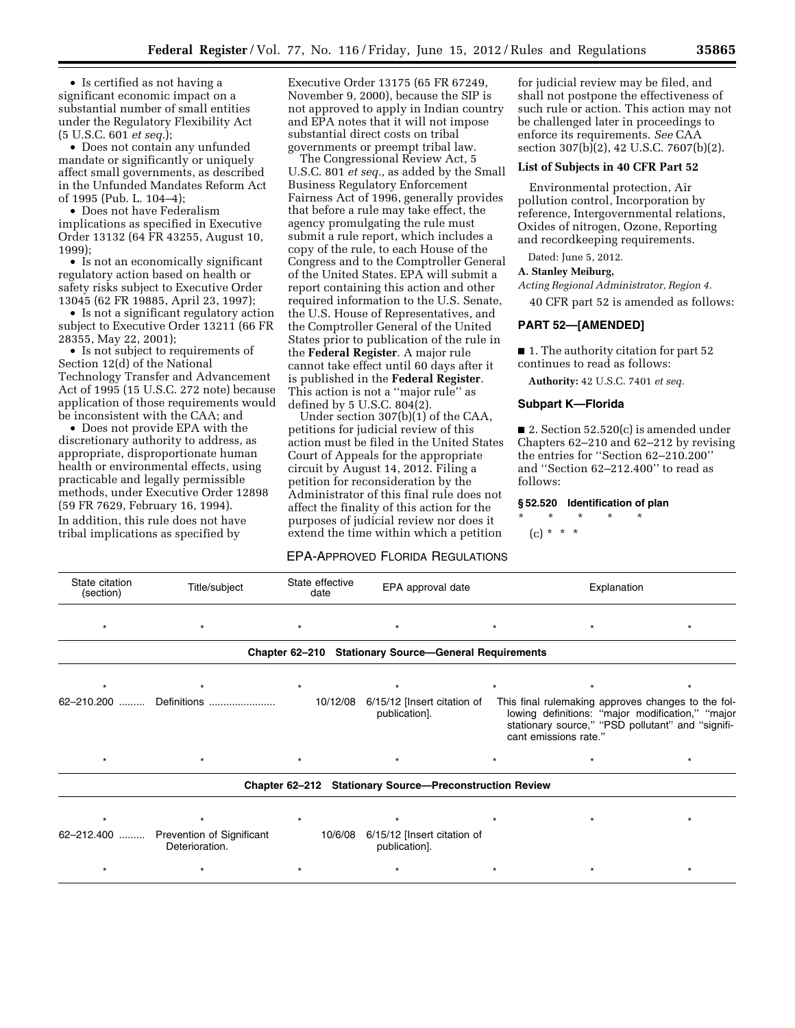- Is certified as not having a significant economic impact on a substantial number of small entities under the Regulatory Flexibility Act (5 U.S.C. 601 *et seq.*);
- Does not contain any unfunded mandate or significantly or uniquely affect small governments, as described in the Unfunded Mandates Reform Act of 1995 (Pub. L. 104–4);
- Does not have Federalism implications as specified in Executive Order 13132 (64 FR 43255, August 10, 1999);
- Is not an economically significant regulatory action based on health or safety risks subject to Executive Order 13045 (62 FR 19885, April 23, 1997);
- Is not a significant regulatory action subject to Executive Order 13211 (66 FR 28355, May 22, 2001);
- Is not subject to requirements of Section 12(d) of the National Technology Transfer and Advancement Act of 1995 (15 U.S.C. 272 note) because application of those requirements would be inconsistent with the CAA; and
- Does not provide EPA with the discretionary authority to address, as appropriate, disproportionate human health or environmental effects, using practicable and legally permissible methods, under Executive Order 12898 (59 FR 7629, February 16, 1994).

In addition, this rule does not have tribal implications as specified by Executive Order 13175 (65 FR 67249, November 9, 2000), because the SIP is not approved to apply in Indian country and EPA notes that it will not impose substantial direct costs on tribal governments or preempt tribal law.

The Congressional Review Act, 5 U.S.C. 801 *et seq.,* as added by the Small Business Regulatory Enforcement Fairness Act of 1996, generally provides that before a rule may take effect, the agency promulgating the rule must submit a rule report, which includes a copy of the rule, to each House of the Congress and to the Comptroller General of the United States. EPA will submit a report containing this action and other required information to the U.S. Senate, the U.S. House of Representatives, and the Comptroller General of the United States prior to publication of the rule in the **Federal Register**. A major rule cannot take effect until 60 days after it is published in the **Federal Register**. This action is not a ''major rule'' as defined by 5 U.S.C. 804(2).

Under section 307(b)(1) of the CAA, petitions for judicial review of this action must be filed in the United States Court of Appeals for the appropriate circuit by August 14, 2012. Filing a petition for reconsideration by the Administrator of this final rule does not affect the finality of this action for the purposes of judicial review nor does it extend the time within which a petition for judicial review may be filed, and shall not postpone the effectiveness of such rule or action. This action may not be challenged later in proceedings to enforce its requirements. *See* CAA section 307(b)(2), 42 U.S.C. 7607(b)(2).

**List of Subjects in 40 CFR Part 52**

Environmental protection, Air pollution control, Incorporation by reference, Intergovernmental relations, Oxides of nitrogen, Ozone, Reporting and recordkeeping requirements.

Dated: June 5, 2012.

**A. Stanley Meiburg,**

*Acting Regional Administrator, Region 4.*

40 CFR part 52 is amended as follows:

## PART 52—[AMENDED]

■ 1. The authority citation for part 52 continues to read as follows:

**Authority:** 42 U.S.C. 7401 *et seq.*

## Subpart K—Florida

■ 2. Section 52.520(c) is amended under Chapters 62–210 and 62–212 by revising the entries for ''Section 62–210.200'' and ''Section 62–212.400'' to read as follows:

### § 52.520 Identification of plan

\* \* \* \* \*

(c) \* \* \*

EPA-APPROVED FLORIDA REGULATIONS

| State citation (section) | Title/subject | State effective date | EPA approval date | Explanation |
|---|---|---|---|---|
| * | * | * | * | * |
| **Chapter 62–210 Stationary Source—General Requirements** | | | | |
| * | * | * | * | * |
| 62–210.200 | Definitions | 10/12/08 | 6/15/12 [Insert citation of publication]. | This final rulemaking approves changes to the following definitions: ''major modification,'' ''major stationary source,'' ''PSD pollutant'' and ''significant emissions rate.'' |
| * | * | * | * | * |
| **Chapter 62–212 Stationary Source—Preconstruction Review** | | | | |
| * | * | * | * | * |
| 62–212.400 | Prevention of Significant Deterioration. | 10/6/08 | 6/15/12 [Insert citation of publication]. | |
| * | * | * | * | * |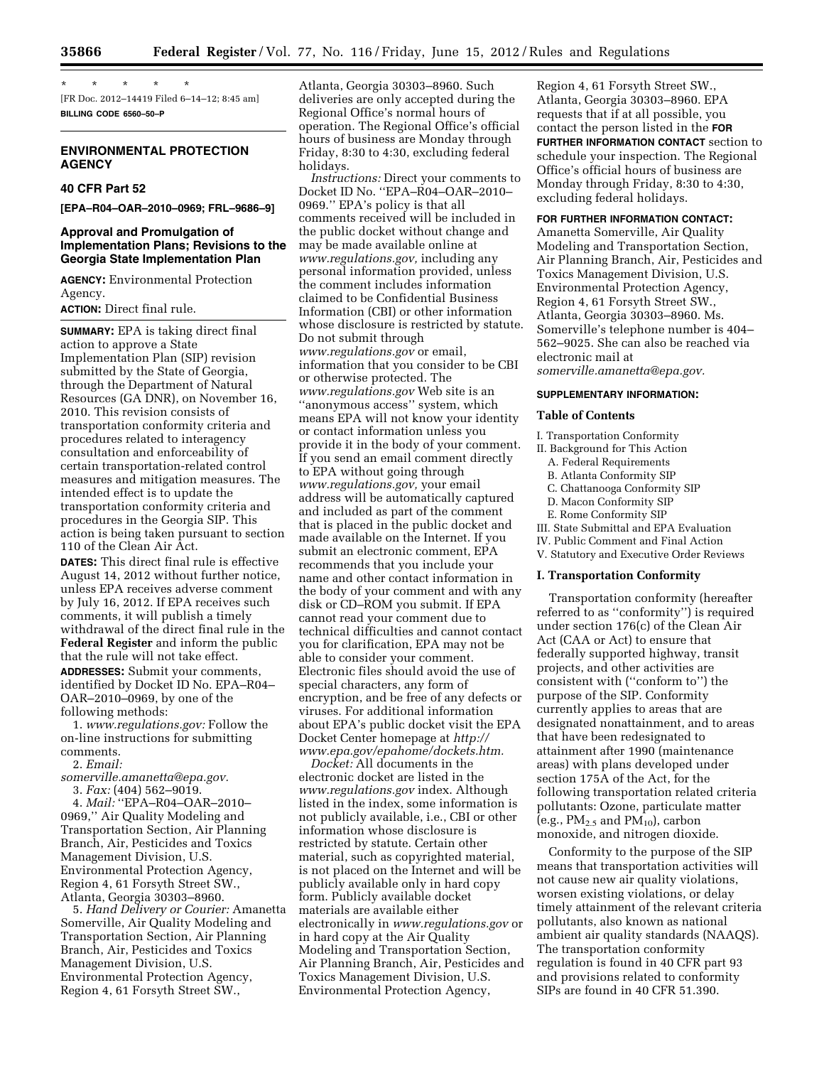\* \* \* \* \*

[FR Doc. 2012–14419 Filed 6–14–12; 8:45 am]

**BILLING CODE 6560–50–P**

## ENVIRONMENTAL PROTECTION AGENCY

### 40 CFR Part 52

**[EPA–R04–OAR–2010–0969; FRL–9686–9]**

### Approval and Promulgation of Implementation Plans; Revisions to the Georgia State Implementation Plan

**AGENCY:** Environmental Protection Agency.

**ACTION:** Direct final rule.

**SUMMARY:** EPA is taking direct final action to approve a State Implementation Plan (SIP) revision submitted by the State of Georgia, through the Department of Natural Resources (GA DNR), on November 16, 2010. This revision consists of transportation conformity criteria and procedures related to interagency consultation and enforceability of certain transportation-related control measures and mitigation measures. The intended effect is to update the transportation conformity criteria and procedures in the Georgia SIP. This action is being taken pursuant to section 110 of the Clean Air Act.

**DATES:** This direct final rule is effective August 14, 2012 without further notice, unless EPA receives adverse comment by July 16, 2012. If EPA receives such comments, it will publish a timely withdrawal of the direct final rule in the **Federal Register** and inform the public that the rule will not take effect.

**ADDRESSES:** Submit your comments, identified by Docket ID No. EPA–R04–OAR–2010–0969, by one of the following methods:

1. *www.regulations.gov:* Follow the on-line instructions for submitting comments.
2. *Email: somerville.amanetta@epa.gov.*
3. *Fax:* (404) 562–9019.
4. *Mail:* ''EPA–R04–OAR–2010–0969,'' Air Quality Modeling and Transportation Section, Air Planning Branch, Air, Pesticides and Toxics Management Division, U.S. Environmental Protection Agency, Region 4, 61 Forsyth Street SW., Atlanta, Georgia 30303–8960.
5. *Hand Delivery or Courier:* Amanetta Somerville, Air Quality Modeling and Transportation Section, Air Planning Branch, Air, Pesticides and Toxics Management Division, U.S. Environmental Protection Agency, Region 4, 61 Forsyth Street SW., Atlanta, Georgia 30303–8960. Such deliveries are only accepted during the Regional Office's normal hours of operation. The Regional Office's official hours of business are Monday through Friday, 8:30 to 4:30, excluding federal holidays.

*Instructions:* Direct your comments to Docket ID No. ''EPA–R04–OAR–2010–0969.'' EPA's policy is that all comments received will be included in the public docket without change and may be made available online at *www.regulations.gov,* including any personal information provided, unless the comment includes information claimed to be Confidential Business Information (CBI) or other information whose disclosure is restricted by statute. Do not submit through *www.regulations.gov* or email, information that you consider to be CBI or otherwise protected. The *www.regulations.gov* Web site is an ''anonymous access'' system, which means EPA will not know your identity or contact information unless you provide it in the body of your comment. If you send an email comment directly to EPA without going through *www.regulations.gov,* your email address will be automatically captured and included as part of the comment that is placed in the public docket and made available on the Internet. If you submit an electronic comment, EPA recommends that you include your name and other contact information in the body of your comment and with any disk or CD–ROM you submit. If EPA cannot read your comment due to technical difficulties and cannot contact you for clarification, EPA may not be able to consider your comment. Electronic files should avoid the use of special characters, any form of encryption, and be free of any defects or viruses. For additional information about EPA's public docket visit the EPA Docket Center homepage at *http://www.epa.gov/epahome/dockets.htm.*

*Docket:* All documents in the electronic docket are listed in the *www.regulations.gov* index. Although listed in the index, some information is not publicly available, i.e., CBI or other information whose disclosure is restricted by statute. Certain other material, such as copyrighted material, is not placed on the Internet and will be publicly available only in hard copy form. Publicly available docket materials are available either electronically in *www.regulations.gov* or in hard copy at the Air Quality Modeling and Transportation Section, Air Planning Branch, Air, Pesticides and Toxics Management Division, U.S. Environmental Protection Agency, Region 4, 61 Forsyth Street SW., Atlanta, Georgia 30303–8960. EPA requests that if at all possible, you contact the person listed in the **FOR FURTHER INFORMATION CONTACT** section to schedule your inspection. The Regional Office's official hours of business are Monday through Friday, 8:30 to 4:30, excluding federal holidays.

**FOR FURTHER INFORMATION CONTACT:** Amanetta Somerville, Air Quality Modeling and Transportation Section, Air Planning Branch, Air, Pesticides and Toxics Management Division, U.S. Environmental Protection Agency, Region 4, 61 Forsyth Street SW., Atlanta, Georgia 30303–8960. Ms. Somerville's telephone number is 404–562–9025. She can also be reached via electronic mail at *somerville.amanetta@epa.gov.*

**SUPPLEMENTARY INFORMATION:**

#### Table of Contents

I. Transportation Conformity
II. Background for This Action
  A. Federal Requirements
  B. Atlanta Conformity SIP
  C. Chattanooga Conformity SIP
  D. Macon Conformity SIP
  E. Rome Conformity SIP
III. State Submittal and EPA Evaluation
IV. Public Comment and Final Action
V. Statutory and Executive Order Reviews

#### I. Transportation Conformity

Transportation conformity (hereafter referred to as ''conformity'') is required under section 176(c) of the Clean Air Act (CAA or Act) to ensure that federally supported highway, transit projects, and other activities are consistent with (''conform to'') the purpose of the SIP. Conformity currently applies to areas that are designated nonattainment, and to areas that have been redesignated to attainment after 1990 (maintenance areas) with plans developed under section 175A of the Act, for the following transportation related criteria pollutants: Ozone, particulate matter (e.g., $PM_{2.5}$ and $PM_{10}$), carbon monoxide, and nitrogen dioxide.

Conformity to the purpose of the SIP means that transportation activities will not cause new air quality violations, worsen existing violations, or delay timely attainment of the relevant criteria pollutants, also known as national ambient air quality standards (NAAQS). The transportation conformity regulation is found in 40 CFR part 93 and provisions related to conformity SIPs are found in 40 CFR 51.390.